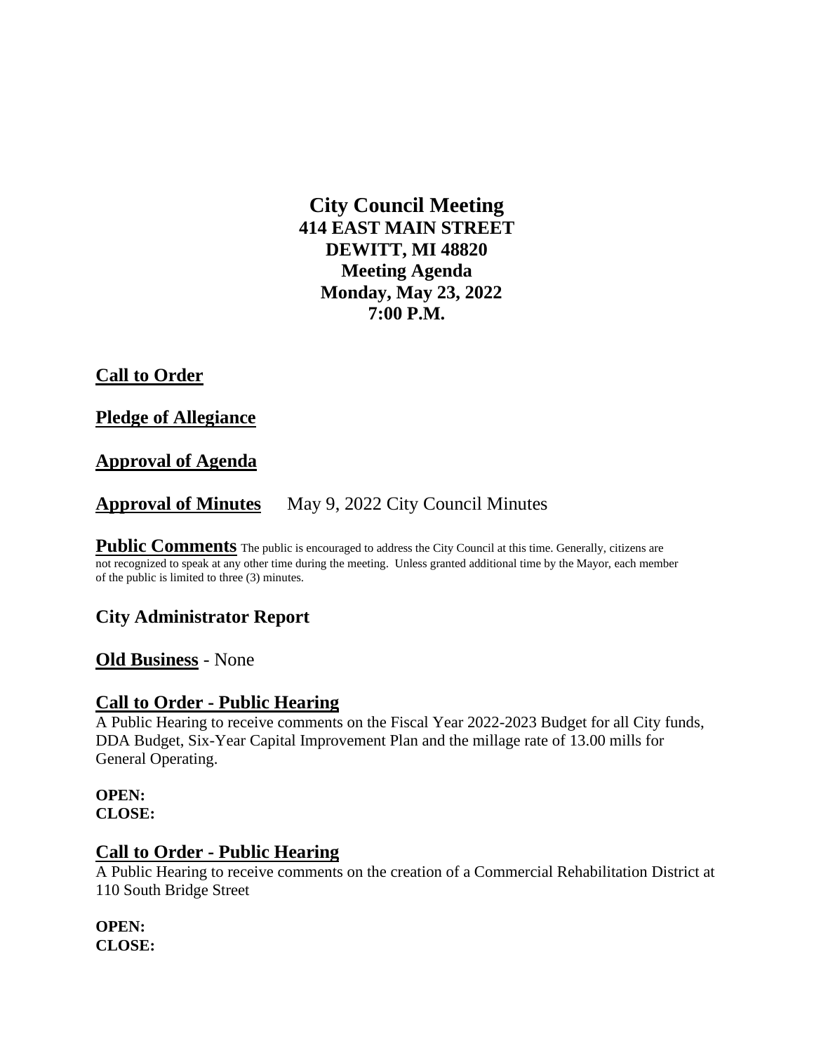# City Council Meeting
## 414 EAST MAIN STREET
## DEWITT, MI 48820
## Meeting Agenda
## Monday, May 23, 2022
## 7:00 P.M.

**Call to Order**

**Pledge of Allegiance**

**Approval of Agenda**

**Approval of Minutes** May 9, 2022 City Council Minutes

**Public Comments** The public is encouraged to address the City Council at this time. Generally, citizens are not recognized to speak at any other time during the meeting. Unless granted additional time by the Mayor, each member of the public is limited to three (3) minutes.

**City Administrator Report**

**Old Business** - None

**Call to Order - Public Hearing**

A Public Hearing to receive comments on the Fiscal Year 2022-2023 Budget for all City funds, DDA Budget, Six-Year Capital Improvement Plan and the millage rate of 13.00 mills for General Operating.

**OPEN:**
**CLOSE:**

**Call to Order - Public Hearing**

A Public Hearing to receive comments on the creation of a Commercial Rehabilitation District at 110 South Bridge Street

**OPEN:**
**CLOSE:**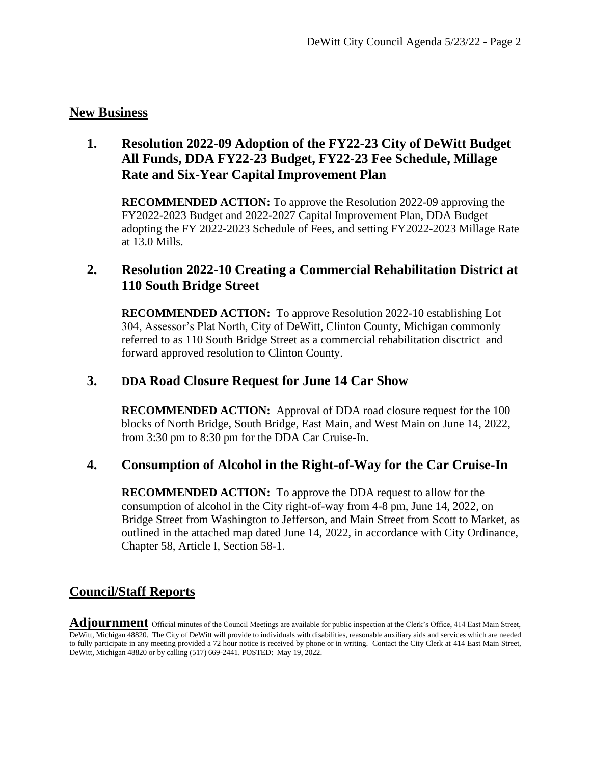## New Business

### 1. Resolution 2022-09 Adoption of the FY22-23 City of DeWitt Budget All Funds, DDA FY22-23 Budget, FY22-23 Fee Schedule, Millage Rate and Six-Year Capital Improvement Plan

**RECOMMENDED ACTION:** To approve the Resolution 2022-09 approving the FY2022-2023 Budget and 2022-2027 Capital Improvement Plan, DDA Budget adopting the FY 2022-2023 Schedule of Fees, and setting FY2022-2023 Millage Rate at 13.0 Mills.

### 2. Resolution 2022-10 Creating a Commercial Rehabilitation District at 110 South Bridge Street

**RECOMMENDED ACTION:** To approve Resolution 2022-10 establishing Lot 304, Assessor's Plat North, City of DeWitt, Clinton County, Michigan commonly referred to as 110 South Bridge Street as a commercial rehabilitation disctrict and forward approved resolution to Clinton County.

### 3. DDA Road Closure Request for June 14 Car Show

**RECOMMENDED ACTION:** Approval of DDA road closure request for the 100 blocks of North Bridge, South Bridge, East Main, and West Main on June 14, 2022, from 3:30 pm to 8:30 pm for the DDA Car Cruise-In.

### 4. Consumption of Alcohol in the Right-of-Way for the Car Cruise-In

**RECOMMENDED ACTION:** To approve the DDA request to allow for the consumption of alcohol in the City right-of-way from 4-8 pm, June 14, 2022, on Bridge Street from Washington to Jefferson, and Main Street from Scott to Market, as outlined in the attached map dated June 14, 2022, in accordance with City Ordinance, Chapter 58, Article I, Section 58-1.

## Council/Staff Reports

**Adjournment** Official minutes of the Council Meetings are available for public inspection at the Clerk's Office, 414 East Main Street, DeWitt, Michigan 48820. The City of DeWitt will provide to individuals with disabilities, reasonable auxiliary aids and services which are needed to fully participate in any meeting provided a 72 hour notice is received by phone or in writing. Contact the City Clerk at 414 East Main Street, DeWitt, Michigan 48820 or by calling (517) 669-2441. POSTED: May 19, 2022.